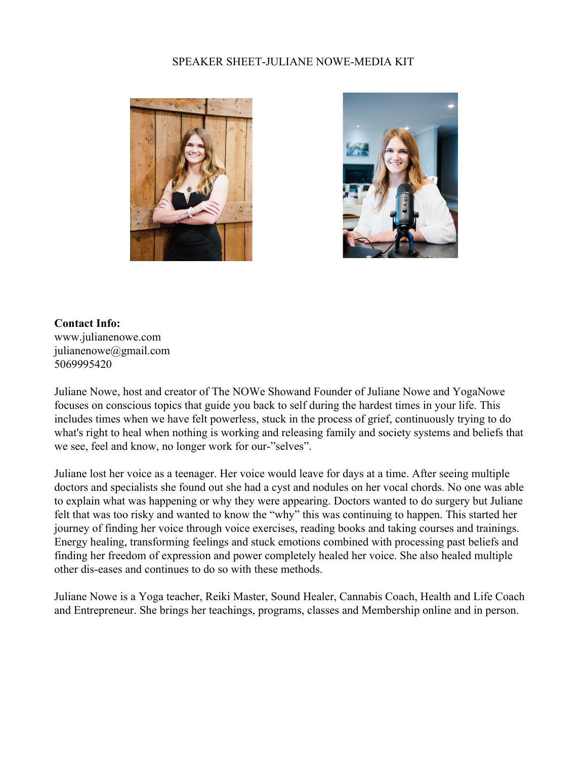SPEAKER SHEET-JULIANE NOWE-MEDIA KIT

**Contact Info:**
www.julianenowe.com
julianenowe@gmail.com
5069995420

Juliane Nowe, host and creator of The NOWe Showand Founder of Juliane Nowe and YogaNowe focuses on conscious topics that guide you back to self during the hardest times in your life. This includes times when we have felt powerless, stuck in the process of grief, continuously trying to do what's right to heal when nothing is working and releasing family and society systems and beliefs that we see, feel and know, no longer work for our-"selves".

Juliane lost her voice as a teenager. Her voice would leave for days at a time. After seeing multiple doctors and specialists she found out she had a cyst and nodules on her vocal chords. No one was able to explain what was happening or why they were appearing. Doctors wanted to do surgery but Juliane felt that was too risky and wanted to know the "why" this was continuing to happen. This started her journey of finding her voice through voice exercises, reading books and taking courses and trainings. Energy healing, transforming feelings and stuck emotions combined with processing past beliefs and finding her freedom of expression and power completely healed her voice. She also healed multiple other dis-eases and continues to do so with these methods.

Juliane Nowe is a Yoga teacher, Reiki Master, Sound Healer, Cannabis Coach, Health and Life Coach and Entrepreneur. She brings her teachings, programs, classes and Membership online and in person.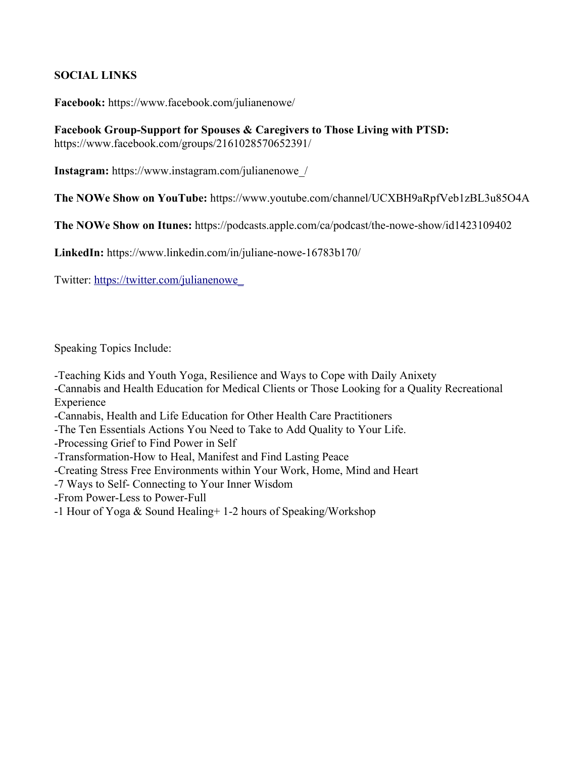**SOCIAL LINKS**

**Facebook:** https://www.facebook.com/julianenowe/

**Facebook Group-Support for Spouses & Caregivers to Those Living with PTSD:**
https://www.facebook.com/groups/2161028570652391/

**Instagram:** https://www.instagram.com/julianenowe_/

**The NOWe Show on YouTube:** https://www.youtube.com/channel/UCXBH9aRpfVeb1zBL3u85O4A

**The NOWe Show on Itunes:** https://podcasts.apple.com/ca/podcast/the-nowe-show/id1423109402

**LinkedIn:** https://www.linkedin.com/in/juliane-nowe-16783b170/

Twitter: https://twitter.com/julianenowe_

Speaking Topics Include:

-Teaching Kids and Youth Yoga, Resilience and Ways to Cope with Daily Anixety
-Cannabis and Health Education for Medical Clients or Those Looking for a Quality Recreational Experience
-Cannabis, Health and Life Education for Other Health Care Practitioners
-The Ten Essentials Actions You Need to Take to Add Quality to Your Life.
-Processing Grief to Find Power in Self
-Transformation-How to Heal, Manifest and Find Lasting Peace
-Creating Stress Free Environments within Your Work, Home, Mind and Heart
-7 Ways to Self- Connecting to Your Inner Wisdom
-From Power-Less to Power-Full
-1 Hour of Yoga & Sound Healing+ 1-2 hours of Speaking/Workshop